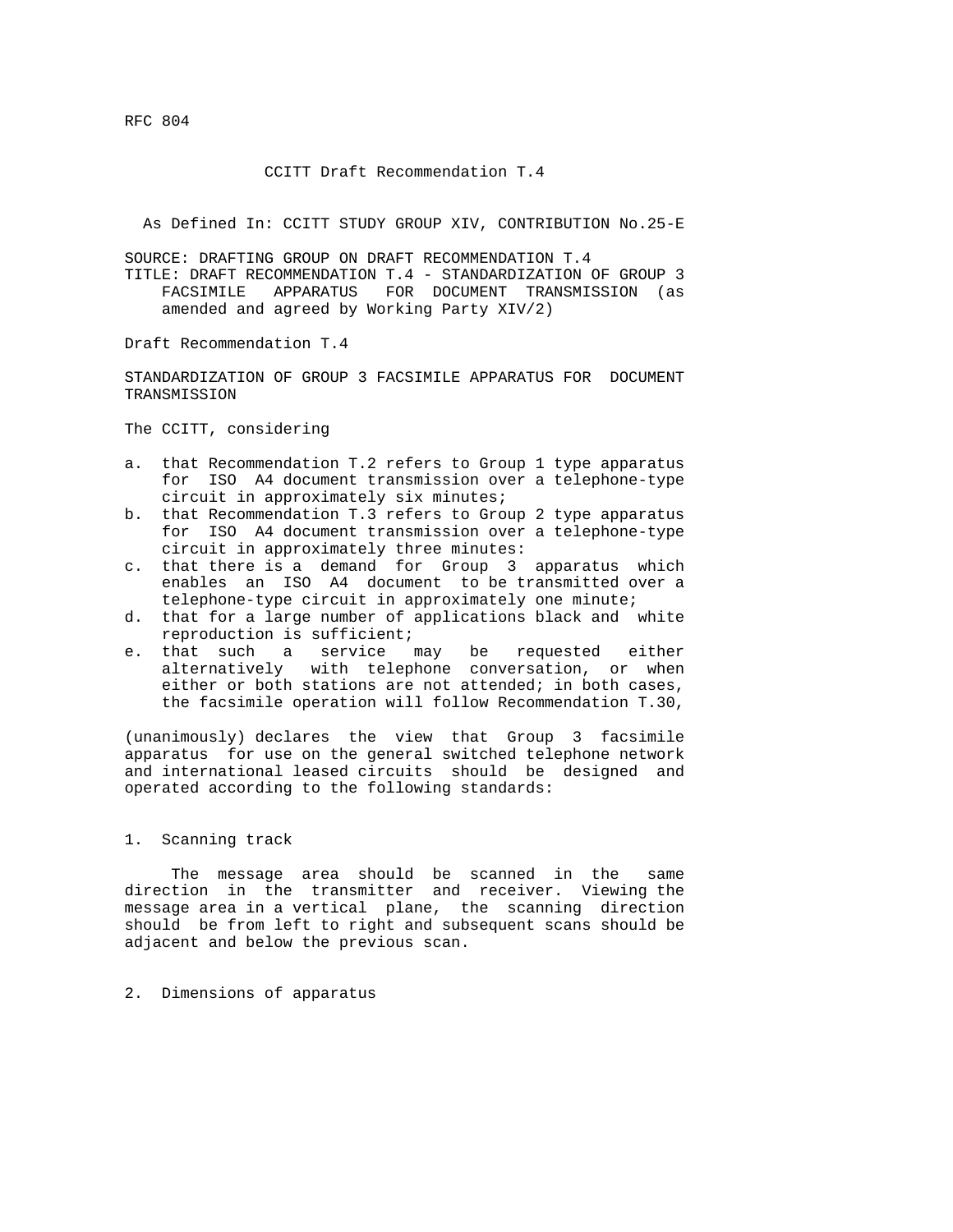RFC 804

# CCITT Draft Recommendation T.4

As Defined In: CCITT STUDY GROUP XIV, CONTRIBUTION No.25-E

SOURCE: DRAFTING GROUP ON DRAFT RECOMMENDATION T.4
TITLE: DRAFT RECOMMENDATION T.4 - STANDARDIZATION OF GROUP 3 FACSIMILE APPARATUS FOR DOCUMENT TRANSMISSION (as amended and agreed by Working Party XIV/2)

Draft Recommendation T.4

STANDARDIZATION OF GROUP 3 FACSIMILE APPARATUS FOR DOCUMENT TRANSMISSION

The CCITT, considering

a. that Recommendation T.2 refers to Group 1 type apparatus for ISO A4 document transmission over a telephone-type circuit in approximately six minutes;
b. that Recommendation T.3 refers to Group 2 type apparatus for ISO A4 document transmission over a telephone-type circuit in approximately three minutes:
c. that there is a demand for Group 3 apparatus which enables an ISO A4 document to be transmitted over a telephone-type circuit in approximately one minute;
d. that for a large number of applications black and white reproduction is sufficient;
e. that such a service may be requested either alternatively with telephone conversation, or when either or both stations are not attended; in both cases, the facsimile operation will follow Recommendation T.30,

(unanimously) declares the view that Group 3 facsimile apparatus for use on the general switched telephone network and international leased circuits should be designed and operated according to the following standards:

## 1. Scanning track

The message area should be scanned in the same direction in the transmitter and receiver. Viewing the message area in a vertical plane, the scanning direction should be from left to right and subsequent scans should be adjacent and below the previous scan.

## 2. Dimensions of apparatus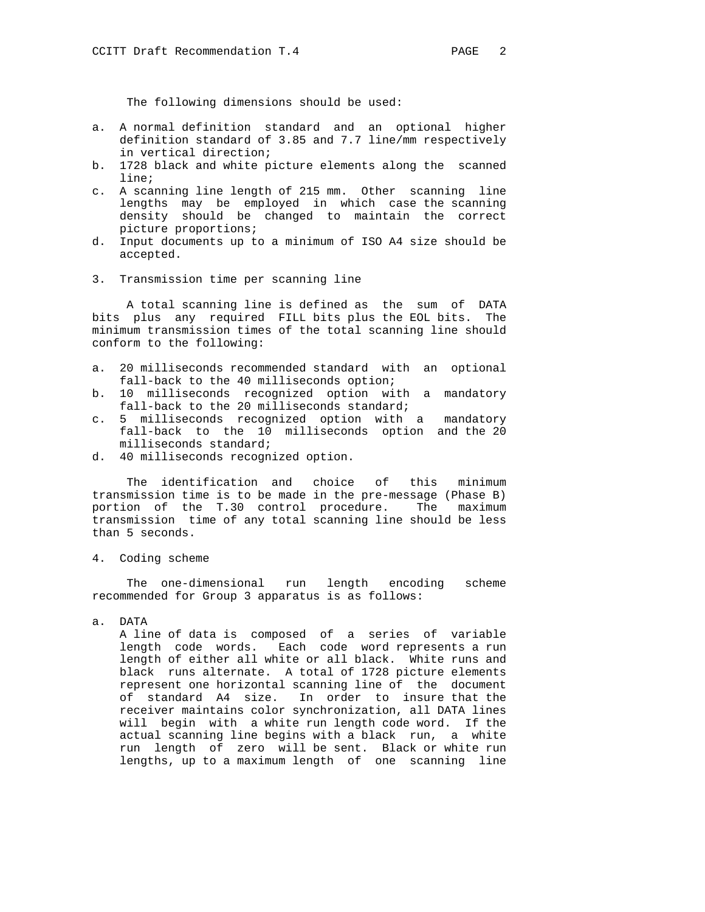The following dimensions should be used:

a. A normal definition standard and an optional higher definition standard of 3.85 and 7.7 line/mm respectively in vertical direction;
b. 1728 black and white picture elements along the scanned line;
c. A scanning line length of 215 mm. Other scanning line lengths may be employed in which case the scanning density should be changed to maintain the correct picture proportions;
d. Input documents up to a minimum of ISO A4 size should be accepted.

## 3. Transmission time per scanning line

A total scanning line is defined as the sum of DATA bits plus any required FILL bits plus the EOL bits. The minimum transmission times of the total scanning line should conform to the following:

a. 20 milliseconds recommended standard with an optional fall-back to the 40 milliseconds option;
b. 10 milliseconds recognized option with a mandatory fall-back to the 20 milliseconds standard;
c. 5 milliseconds recognized option with a mandatory fall-back to the 10 milliseconds option and the 20 milliseconds standard;
d. 40 milliseconds recognized option.

The identification and choice of this minimum transmission time is to be made in the pre-message (Phase B) portion of the T.30 control procedure. The maximum transmission time of any total scanning line should be less than 5 seconds.

## 4. Coding scheme

The one-dimensional run length encoding scheme recommended for Group 3 apparatus is as follows:

a. DATA
   A line of data is composed of a series of variable length code words. Each code word represents a run length of either all white or all black. White runs and black runs alternate. A total of 1728 picture elements represent one horizontal scanning line of the document of standard A4 size. In order to insure that the receiver maintains color synchronization, all DATA lines will begin with a white run length code word. If the actual scanning line begins with a black run, a white run length of zero will be sent. Black or white run lengths, up to a maximum length of one scanning line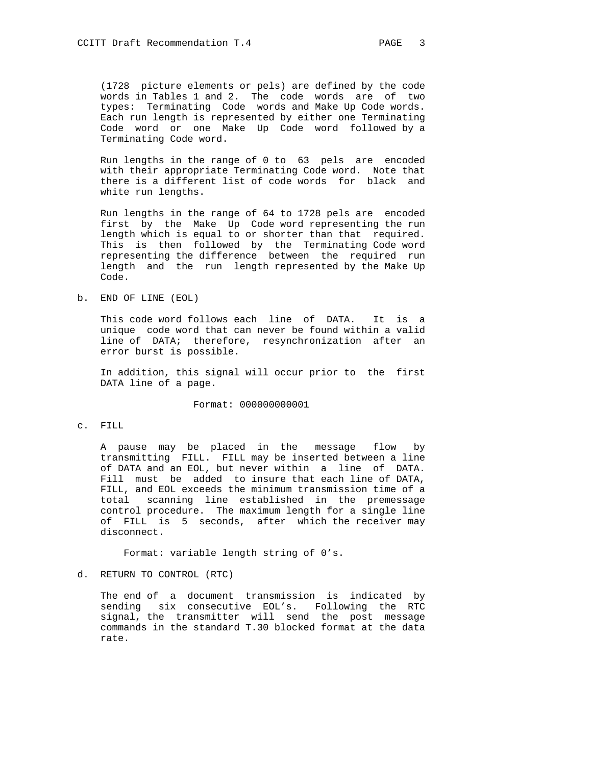(1728 picture elements or pels) are defined by the code words in Tables 1 and 2. The code words are of two types: Terminating Code words and Make Up Code words. Each run length is represented by either one Terminating Code word or one Make Up Code word followed by a Terminating Code word.

Run lengths in the range of 0 to 63 pels are encoded with their appropriate Terminating Code word. Note that there is a different list of code words for black and white run lengths.

Run lengths in the range of 64 to 1728 pels are encoded first by the Make Up Code word representing the run length which is equal to or shorter than that required. This is then followed by the Terminating Code word representing the difference between the required run length and the run length represented by the Make Up Code.

b. END OF LINE (EOL)

This code word follows each line of DATA. It is a unique code word that can never be found within a valid line of DATA; therefore, resynchronization after an error burst is possible.

In addition, this signal will occur prior to the first DATA line of a page.

Format: 000000000001

c. FILL

A pause may be placed in the message flow by transmitting FILL. FILL may be inserted between a line of DATA and an EOL, but never within a line of DATA. Fill must be added to insure that each line of DATA, FILL, and EOL exceeds the minimum transmission time of a total scanning line established in the premessage control procedure. The maximum length for a single line of FILL is 5 seconds, after which the receiver may disconnect.

Format: variable length string of 0's.

d. RETURN TO CONTROL (RTC)

The end of a document transmission is indicated by sending six consecutive EOL's. Following the RTC signal, the transmitter will send the post message commands in the standard T.30 blocked format at the data rate.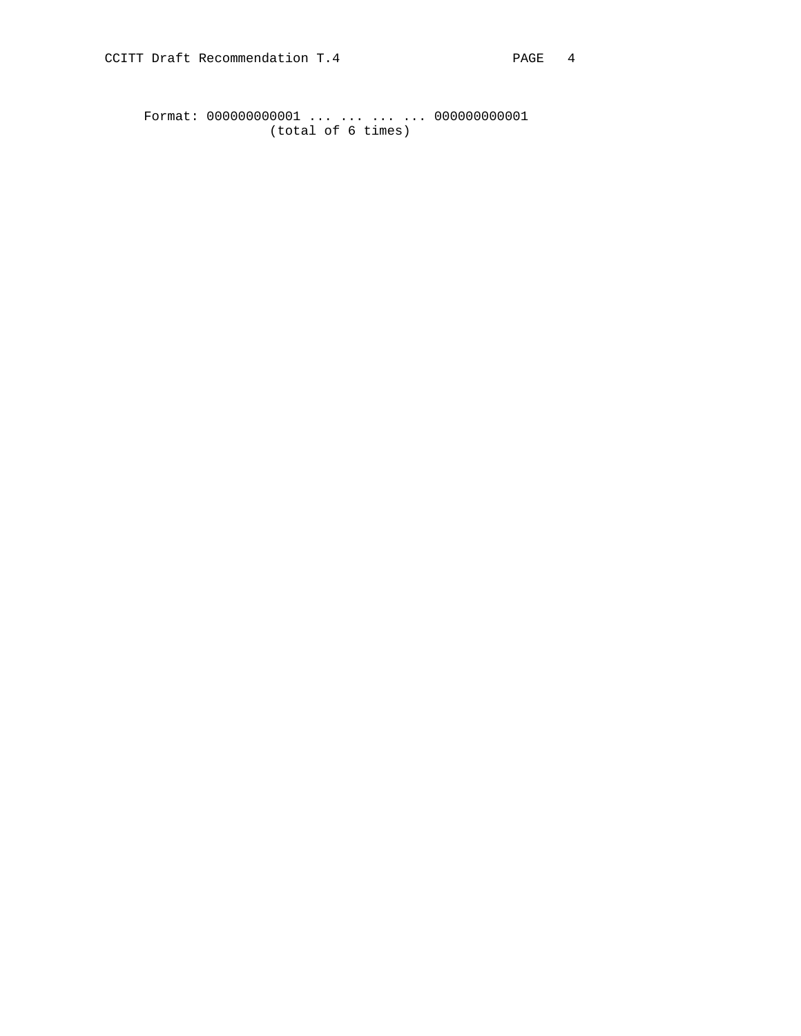```
Format: 000000000001 ... ... ... ... 000000000001
                (total of 6 times)
```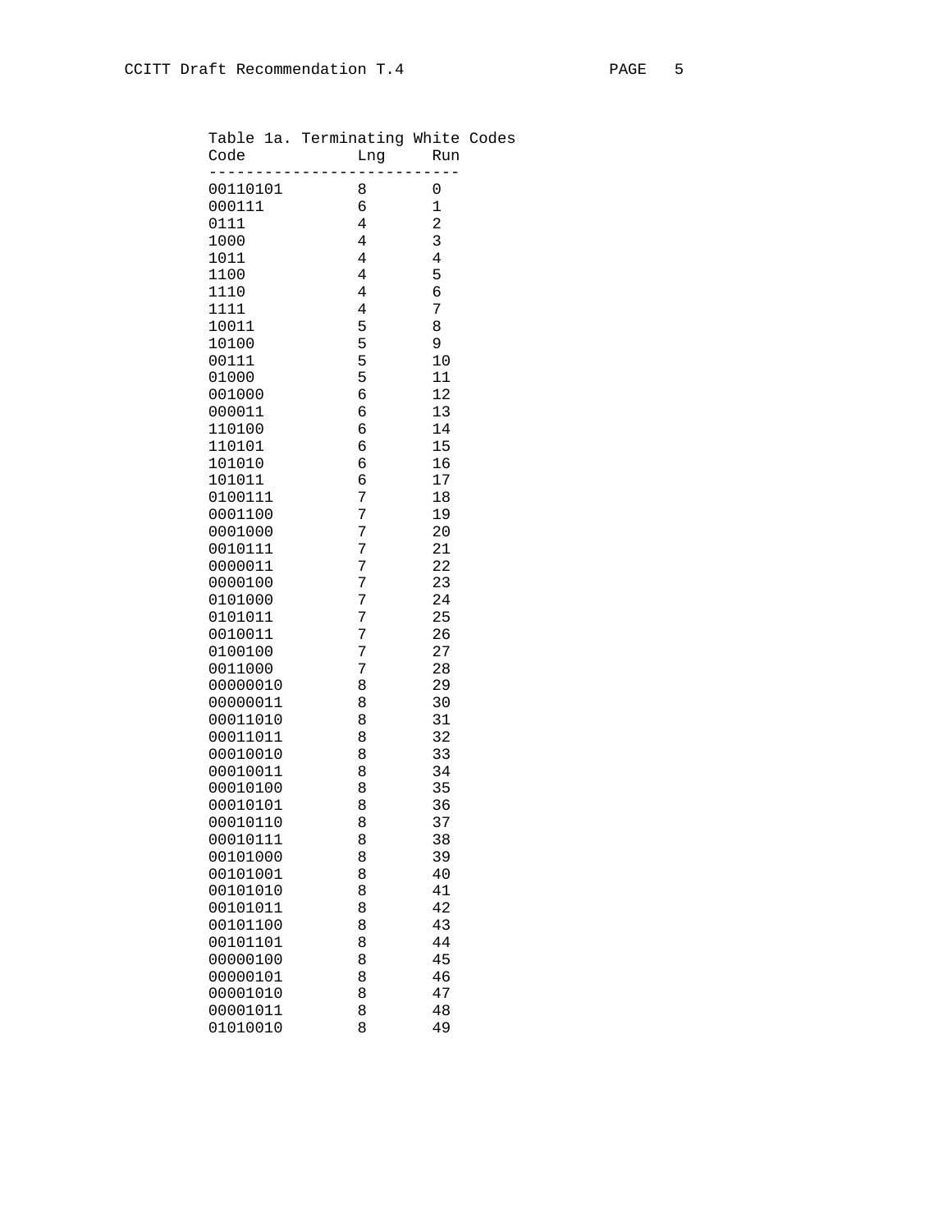Table 1a. Terminating White Codes

| Code | Lng | Run |
|---|---|---|
| 00110101 | 8 | 0 |
| 000111 | 6 | 1 |
| 0111 | 4 | 2 |
| 1000 | 4 | 3 |
| 1011 | 4 | 4 |
| 1100 | 4 | 5 |
| 1110 | 4 | 6 |
| 1111 | 4 | 7 |
| 10011 | 5 | 8 |
| 10100 | 5 | 9 |
| 00111 | 5 | 10 |
| 01000 | 5 | 11 |
| 001000 | 6 | 12 |
| 000011 | 6 | 13 |
| 110100 | 6 | 14 |
| 110101 | 6 | 15 |
| 101010 | 6 | 16 |
| 101011 | 6 | 17 |
| 0100111 | 7 | 18 |
| 0001100 | 7 | 19 |
| 0001000 | 7 | 20 |
| 0010111 | 7 | 21 |
| 0000011 | 7 | 22 |
| 0000100 | 7 | 23 |
| 0101000 | 7 | 24 |
| 0101011 | 7 | 25 |
| 0010011 | 7 | 26 |
| 0100100 | 7 | 27 |
| 0011000 | 7 | 28 |
| 00000010 | 8 | 29 |
| 00000011 | 8 | 30 |
| 00011010 | 8 | 31 |
| 00011011 | 8 | 32 |
| 00010010 | 8 | 33 |
| 00010011 | 8 | 34 |
| 00010100 | 8 | 35 |
| 00010101 | 8 | 36 |
| 00010110 | 8 | 37 |
| 00010111 | 8 | 38 |
| 00101000 | 8 | 39 |
| 00101001 | 8 | 40 |
| 00101010 | 8 | 41 |
| 00101011 | 8 | 42 |
| 00101100 | 8 | 43 |
| 00101101 | 8 | 44 |
| 00000100 | 8 | 45 |
| 00000101 | 8 | 46 |
| 00001010 | 8 | 47 |
| 00001011 | 8 | 48 |
| 01010010 | 8 | 49 |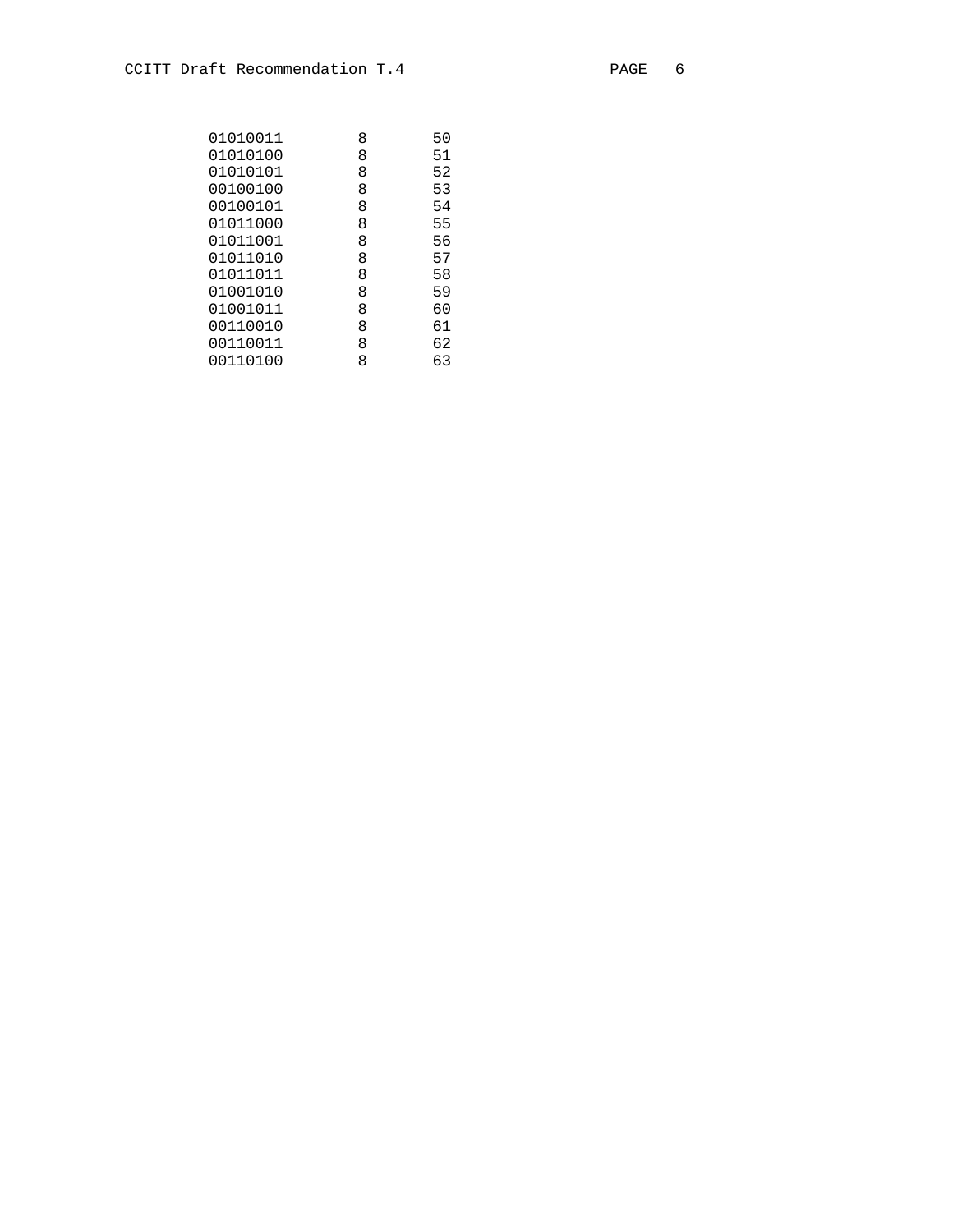```
01010011        8       50
01010100        8       51
01010101        8       52
00100100        8       53
00100101        8       54
01011000        8       55
01011001        8       56
01011010        8       57
01011011        8       58
01001010        8       59
01001011        8       60
00110010        8       61
00110011        8       62
00110100        8       63
```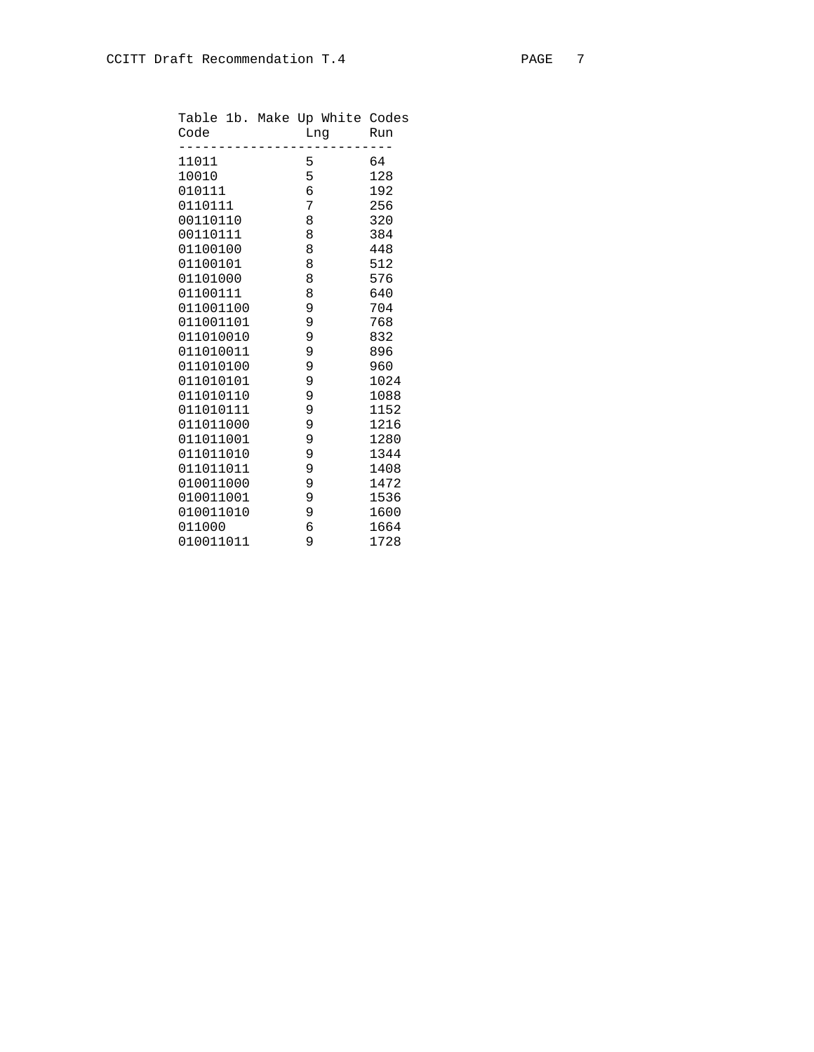Table 1b. Make Up White Codes

| Code | Lng | Run |
|---|---|---|
| 11011 | 5 | 64 |
| 10010 | 5 | 128 |
| 010111 | 6 | 192 |
| 0110111 | 7 | 256 |
| 00110110 | 8 | 320 |
| 00110111 | 8 | 384 |
| 01100100 | 8 | 448 |
| 01100101 | 8 | 512 |
| 01101000 | 8 | 576 |
| 01100111 | 8 | 640 |
| 011001100 | 9 | 704 |
| 011001101 | 9 | 768 |
| 011010010 | 9 | 832 |
| 011010011 | 9 | 896 |
| 011010100 | 9 | 960 |
| 011010101 | 9 | 1024 |
| 011010110 | 9 | 1088 |
| 011010111 | 9 | 1152 |
| 011011000 | 9 | 1216 |
| 011011001 | 9 | 1280 |
| 011011010 | 9 | 1344 |
| 011011011 | 9 | 1408 |
| 010011000 | 9 | 1472 |
| 010011001 | 9 | 1536 |
| 010011010 | 9 | 1600 |
| 011000 | 6 | 1664 |
| 010011011 | 9 | 1728 |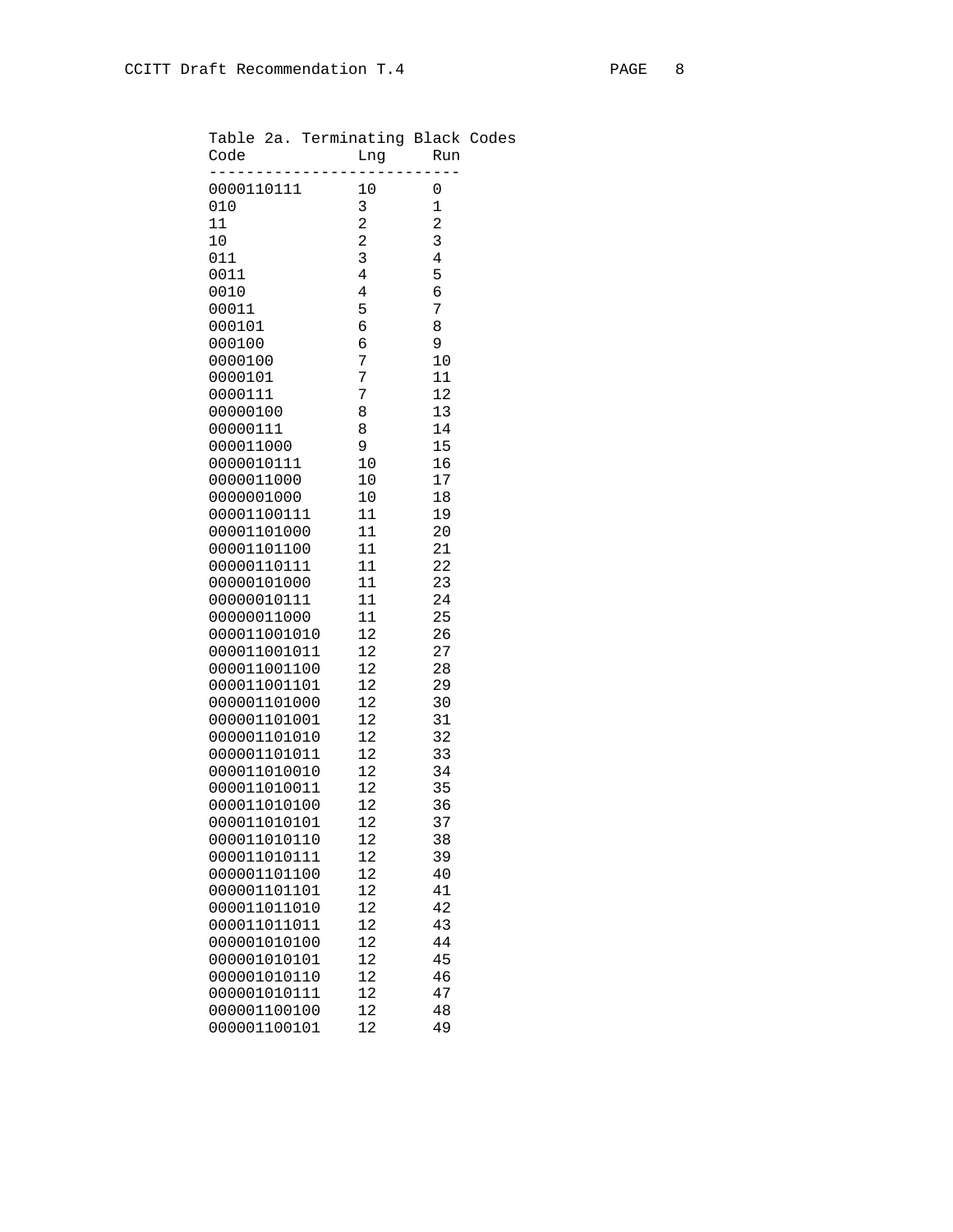Table 2a. Terminating Black Codes

| Code | Lng | Run |
|---|---|---|
| 0000110111 | 10 | 0 |
| 010 | 3 | 1 |
| 11 | 2 | 2 |
| 10 | 2 | 3 |
| 011 | 3 | 4 |
| 0011 | 4 | 5 |
| 0010 | 4 | 6 |
| 00011 | 5 | 7 |
| 000101 | 6 | 8 |
| 000100 | 6 | 9 |
| 0000100 | 7 | 10 |
| 0000101 | 7 | 11 |
| 0000111 | 7 | 12 |
| 00000100 | 8 | 13 |
| 00000111 | 8 | 14 |
| 000011000 | 9 | 15 |
| 0000010111 | 10 | 16 |
| 0000011000 | 10 | 17 |
| 0000001000 | 10 | 18 |
| 00001100111 | 11 | 19 |
| 00001101000 | 11 | 20 |
| 00001101100 | 11 | 21 |
| 00000110111 | 11 | 22 |
| 00000101000 | 11 | 23 |
| 00000010111 | 11 | 24 |
| 00000011000 | 11 | 25 |
| 000011001010 | 12 | 26 |
| 000011001011 | 12 | 27 |
| 000011001100 | 12 | 28 |
| 000011001101 | 12 | 29 |
| 000001101000 | 12 | 30 |
| 000001101001 | 12 | 31 |
| 000001101010 | 12 | 32 |
| 000001101011 | 12 | 33 |
| 000011010010 | 12 | 34 |
| 000011010011 | 12 | 35 |
| 000011010100 | 12 | 36 |
| 000011010101 | 12 | 37 |
| 000011010110 | 12 | 38 |
| 000011010111 | 12 | 39 |
| 000001101100 | 12 | 40 |
| 000001101101 | 12 | 41 |
| 000011011010 | 12 | 42 |
| 000011011011 | 12 | 43 |
| 000001010100 | 12 | 44 |
| 000001010101 | 12 | 45 |
| 000001010110 | 12 | 46 |
| 000001010111 | 12 | 47 |
| 000001100100 | 12 | 48 |
| 000001100101 | 12 | 49 |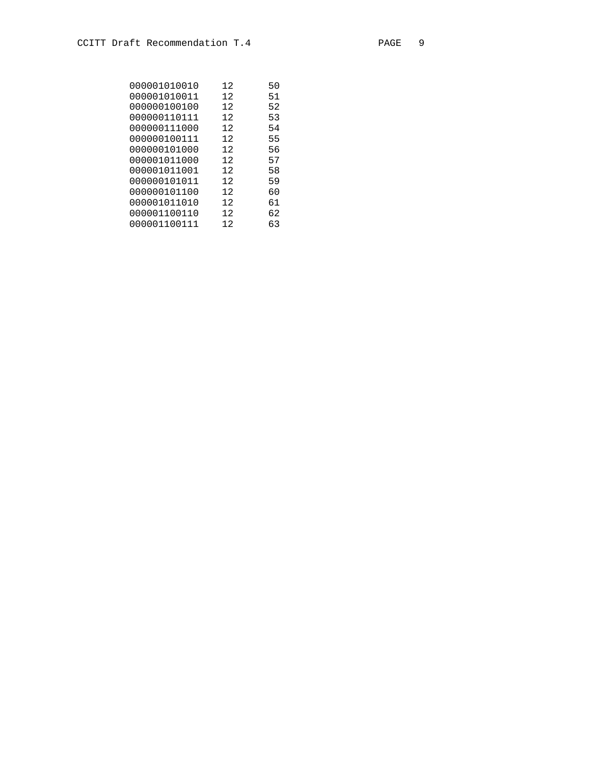```
000001010010    12      50
000001010011    12      51
000000100100    12      52
000000110111    12      53
000000111000    12      54
000000100111    12      55
000000101000    12      56
000001011000    12      57
000001011001    12      58
000000101011    12      59
000000101100    12      60
000001011010    12      61
000001100110    12      62
000001100111    12      63
```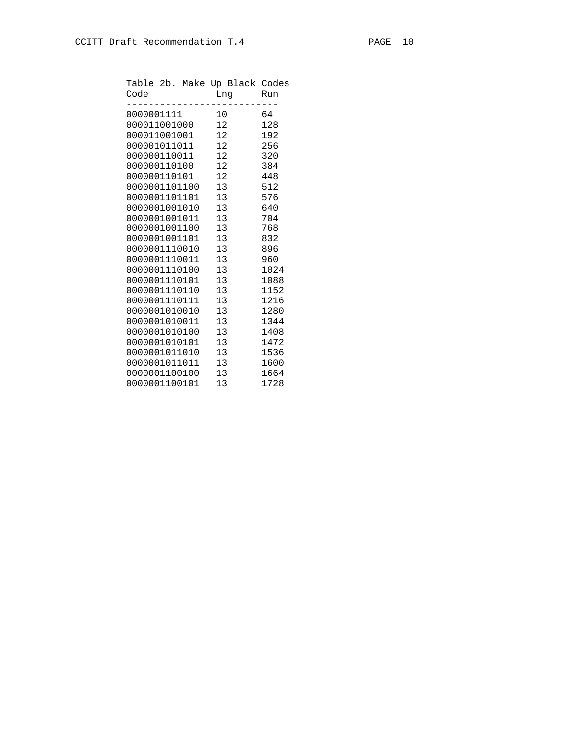Table 2b. Make Up Black Codes

| Code | Lng | Run |
|---|---|---|
| 0000001111 | 10 | 64 |
| 000011001000 | 12 | 128 |
| 000011001001 | 12 | 192 |
| 000001011011 | 12 | 256 |
| 000000110011 | 12 | 320 |
| 000000110100 | 12 | 384 |
| 000000110101 | 12 | 448 |
| 0000001101100 | 13 | 512 |
| 0000001101101 | 13 | 576 |
| 0000001001010 | 13 | 640 |
| 0000001001011 | 13 | 704 |
| 0000001001100 | 13 | 768 |
| 0000001001101 | 13 | 832 |
| 0000001110010 | 13 | 896 |
| 0000001110011 | 13 | 960 |
| 0000001110100 | 13 | 1024 |
| 0000001110101 | 13 | 1088 |
| 0000001110110 | 13 | 1152 |
| 0000001110111 | 13 | 1216 |
| 0000001010010 | 13 | 1280 |
| 0000001010011 | 13 | 1344 |
| 0000001010100 | 13 | 1408 |
| 0000001010101 | 13 | 1472 |
| 0000001011010 | 13 | 1536 |
| 0000001011011 | 13 | 1600 |
| 0000001100100 | 13 | 1664 |
| 0000001100101 | 13 | 1728 |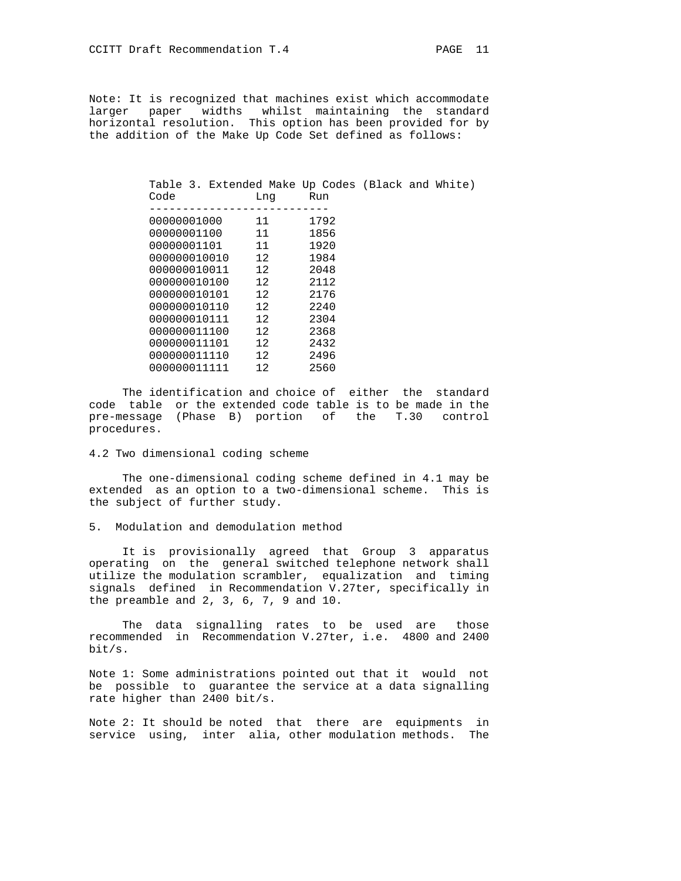Note: It is recognized that machines exist which accommodate larger paper widths whilst maintaining the standard horizontal resolution. This option has been provided for by the addition of the Make Up Code Set defined as follows:

Table 3. Extended Make Up Codes (Black and White)

| Code | Lng | Run |
|---|---|---|
| 00000001000 | 11 | 1792 |
| 00000001100 | 11 | 1856 |
| 00000001101 | 11 | 1920 |
| 000000010010 | 12 | 1984 |
| 000000010011 | 12 | 2048 |
| 000000010100 | 12 | 2112 |
| 000000010101 | 12 | 2176 |
| 000000010110 | 12 | 2240 |
| 000000010111 | 12 | 2304 |
| 000000011100 | 12 | 2368 |
| 000000011101 | 12 | 2432 |
| 000000011110 | 12 | 2496 |
| 000000011111 | 12 | 2560 |

The identification and choice of either the standard code table or the extended code table is to be made in the pre-message (Phase B) portion of the T.30 control procedures.

### 4.2 Two dimensional coding scheme

The one-dimensional coding scheme defined in 4.1 may be extended as an option to a two-dimensional scheme. This is the subject of further study.

## 5. Modulation and demodulation method

It is provisionally agreed that Group 3 apparatus operating on the general switched telephone network shall utilize the modulation scrambler, equalization and timing signals defined in Recommendation V.27ter, specifically in the preamble and 2, 3, 6, 7, 9 and 10.

The data signalling rates to be used are those recommended in Recommendation V.27ter, i.e. 4800 and 2400 bit/s.

Note 1: Some administrations pointed out that it would not be possible to guarantee the service at a data signalling rate higher than 2400 bit/s.

Note 2: It should be noted that there are equipments in service using, inter alia, other modulation methods. The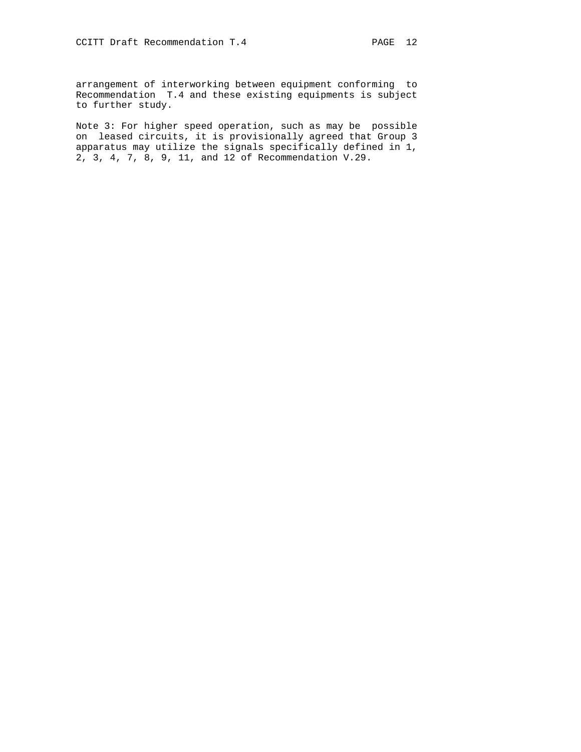arrangement of interworking between equipment conforming to Recommendation T.4 and these existing equipments is subject to further study.

Note 3: For higher speed operation, such as may be possible on leased circuits, it is provisionally agreed that Group 3 apparatus may utilize the signals specifically defined in 1, 2, 3, 4, 7, 8, 9, 11, and 12 of Recommendation V.29.